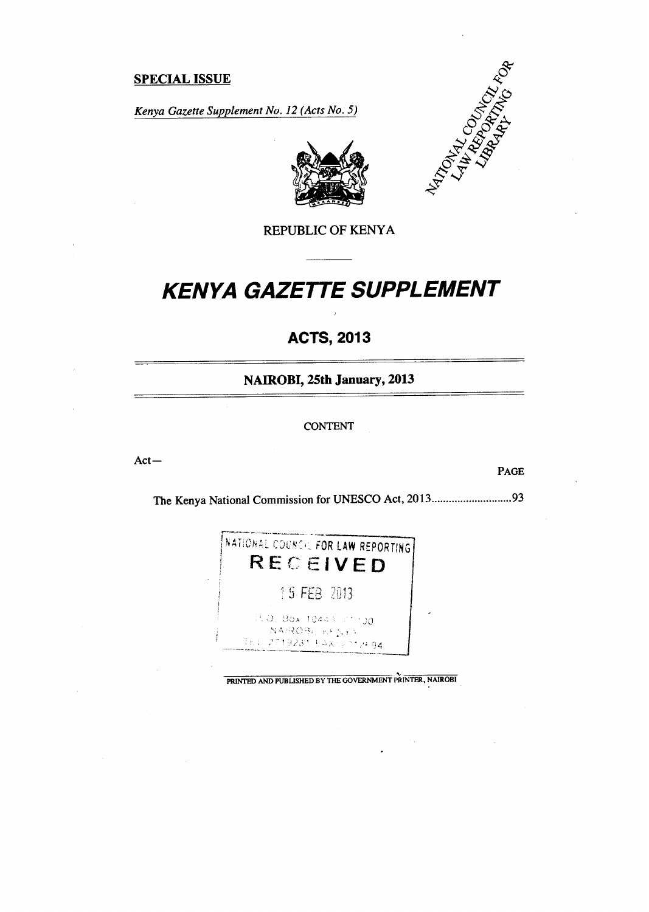**SPECIAL ISSUE**

*Kenya Gazette Supplement No. 12 (Acts No. 5)*

NATIONAL COUNCIL FOR LAW REPORTING LIBRARY

REPUBLIC OF KENYA

# *KENYA GAZETTE SUPPLEMENT*

## ACTS, 2013

### NAIROBI, 25th January, 2013

CONTENT

Act—

PAGE

The Kenya National Commission for UNESCO Act, 2013............................93

NATIONAL COUNCIL FOR LAW REPORTING
RECEIVED
15 FEB 2013
P.O. Box 10443 00100
NAIROBI, KENYA
TEL 2719231 FAX 2712694

PRINTED AND PUBLISHED BY THE GOVERNMENT PRINTER, NAIROBI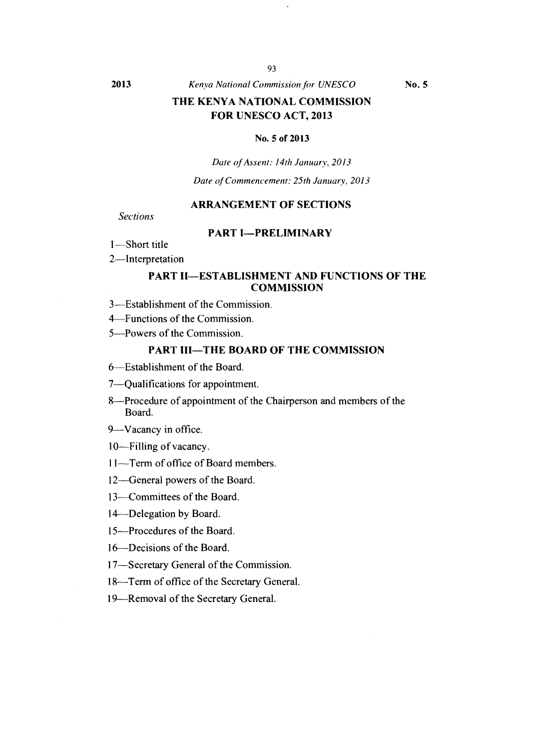# THE KENYA NATIONAL COMMISSION FOR UNESCO ACT, 2013

**No. 5 of 2013**

*Date of Assent: 14th January, 2013*

*Date of Commencement: 25th January, 2013*

## ARRANGEMENT OF SECTIONS

*Sections*

### PART I—PRELIMINARY

1—Short title

2—Interpretation

### PART II—ESTABLISHMENT AND FUNCTIONS OF THE COMMISSION

3—Establishment of the Commission.

4—Functions of the Commission.

5—Powers of the Commission.

### PART III—THE BOARD OF THE COMMISSION

6—Establishment of the Board.

7—Qualifications for appointment.

8—Procedure of appointment of the Chairperson and members of the Board.

9—Vacancy in office.

10—Filling of vacancy.

11—Term of office of Board members.

12—General powers of the Board.

13—Committees of the Board.

14—Delegation by Board.

15—Procedures of the Board.

16—Decisions of the Board.

17—Secretary General of the Commission.

18—Term of office of the Secretary General.

19—Removal of the Secretary General.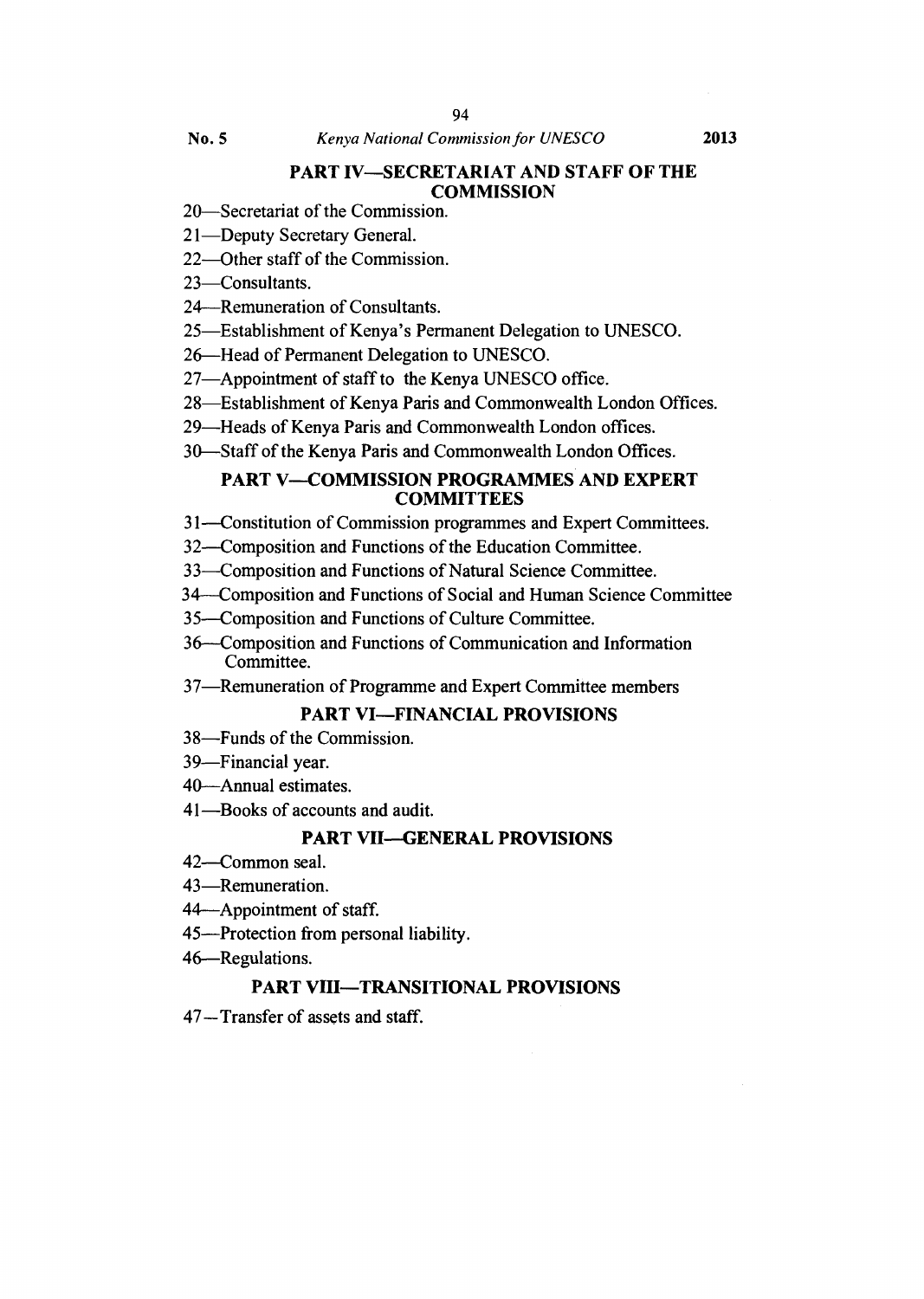## PART IV—SECRETARIAT AND STAFF OF THE COMMISSION

20—Secretariat of the Commission.

21—Deputy Secretary General.

22—Other staff of the Commission.

23—Consultants.

24—Remuneration of Consultants.

25—Establishment of Kenya's Permanent Delegation to UNESCO.

26—Head of Permanent Delegation to UNESCO.

27—Appointment of staff to the Kenya UNESCO office.

28—Establishment of Kenya Paris and Commonwealth London Offices.

29—Heads of Kenya Paris and Commonwealth London offices.

30—Staff of the Kenya Paris and Commonwealth London Offices.

## PART V—COMMISSION PROGRAMMES AND EXPERT COMMITTEES

31—Constitution of Commission programmes and Expert Committees.

32—Composition and Functions of the Education Committee.

33—Composition and Functions of Natural Science Committee.

34—Composition and Functions of Social and Human Science Committee

35—Composition and Functions of Culture Committee.

36—Composition and Functions of Communication and Information Committee.

37—Remuneration of Programme and Expert Committee members

## PART VI—FINANCIAL PROVISIONS

38—Funds of the Commission.

39—Financial year.

40—Annual estimates.

41—Books of accounts and audit.

## PART VII—GENERAL PROVISIONS

42—Common seal.

43—Remuneration.

44—Appointment of staff.

45—Protection from personal liability.

46—Regulations.

## PART VIII—TRANSITIONAL PROVISIONS

47—Transfer of assets and staff.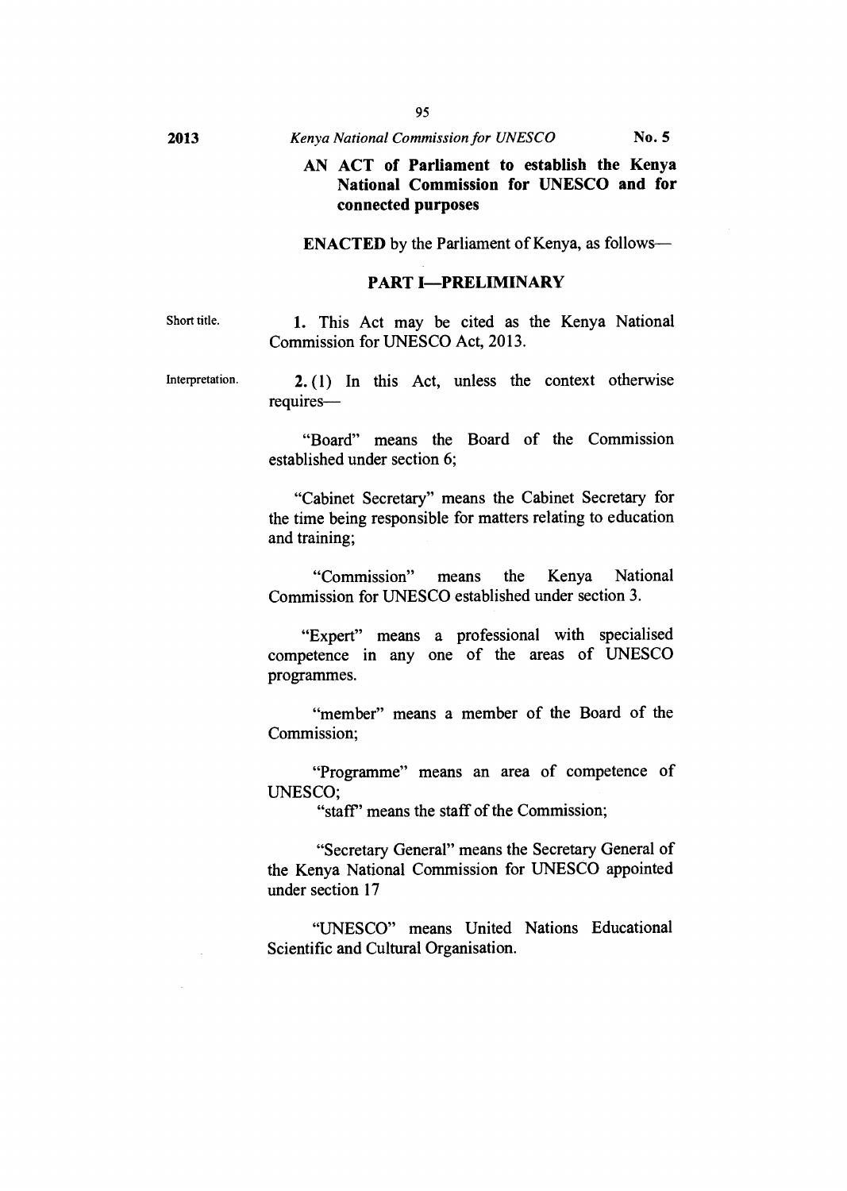**AN ACT of Parliament to establish the Kenya National Commission for UNESCO and for connected purposes**

**ENACTED** by the Parliament of Kenya, as follows—

## PART I—PRELIMINARY

Short title.

**1.** This Act may be cited as the Kenya National Commission for UNESCO Act, 2013.

Interpretation.

**2.** (1) In this Act, unless the context otherwise requires—

"Board" means the Board of the Commission established under section 6;

"Cabinet Secretary" means the Cabinet Secretary for the time being responsible for matters relating to education and training;

"Commission" means the Kenya National Commission for UNESCO established under section 3.

"Expert" means a professional with specialised competence in any one of the areas of UNESCO programmes.

"member" means a member of the Board of the Commission;

"Programme" means an area of competence of UNESCO;

"staff" means the staff of the Commission;

"Secretary General" means the Secretary General of the Kenya National Commission for UNESCO appointed under section 17

"UNESCO" means United Nations Educational Scientific and Cultural Organisation.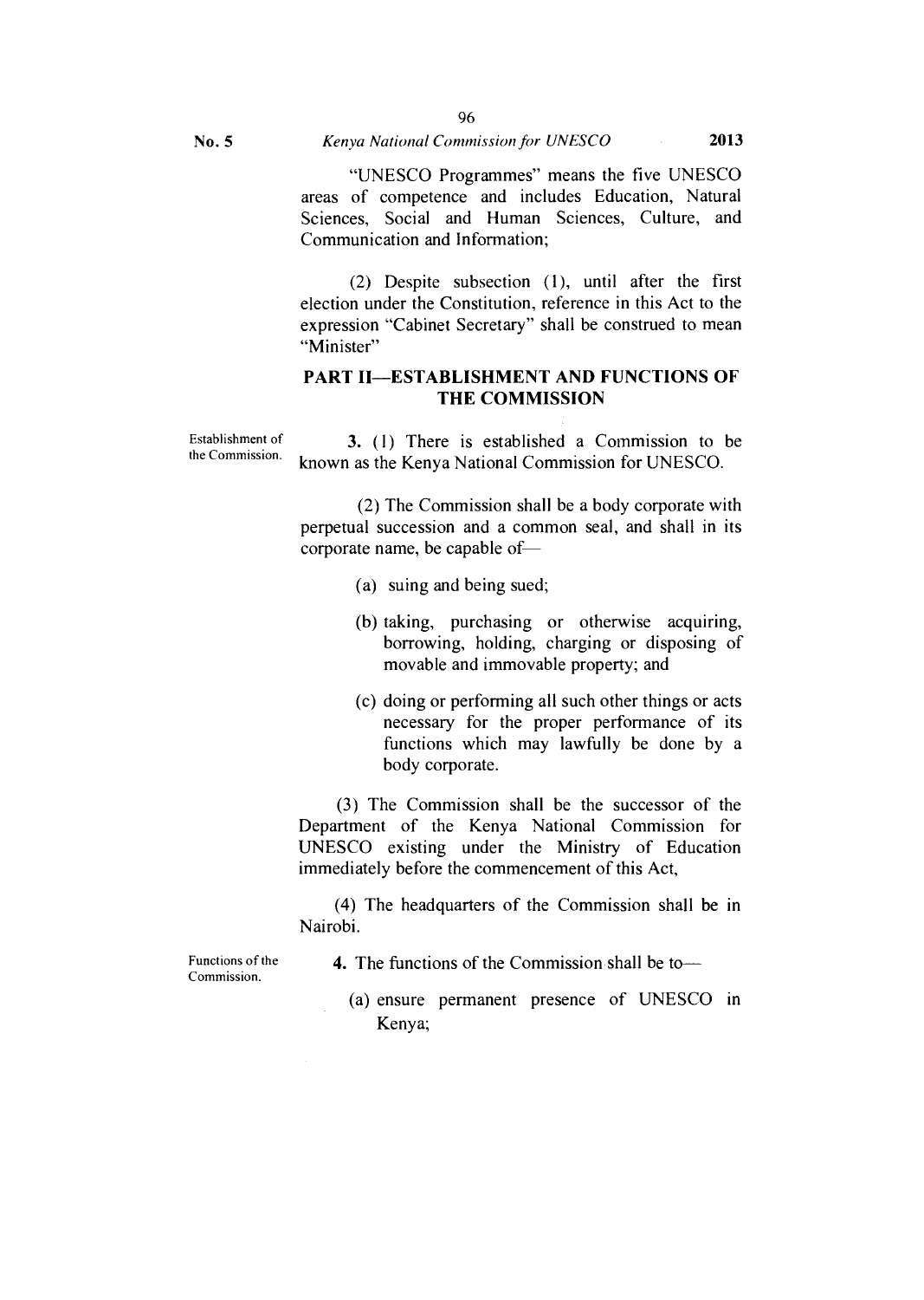"UNESCO Programmes" means the five UNESCO areas of competence and includes Education, Natural Sciences, Social and Human Sciences, Culture, and Communication and Information;

(2) Despite subsection (1), until after the first election under the Constitution, reference in this Act to the expression "Cabinet Secretary" shall be construed to mean "Minister"

## PART II—ESTABLISHMENT AND FUNCTIONS OF THE COMMISSION

Establishment of the Commission.

**3.** (1) There is established a Commission to be known as the Kenya National Commission for UNESCO.

(2) The Commission shall be a body corporate with perpetual succession and a common seal, and shall in its corporate name, be capable of—

(a) suing and being sued;

(b) taking, purchasing or otherwise acquiring, borrowing, holding, charging or disposing of movable and immovable property; and

(c) doing or performing all such other things or acts necessary for the proper performance of its functions which may lawfully be done by a body corporate.

(3) The Commission shall be the successor of the Department of the Kenya National Commission for UNESCO existing under the Ministry of Education immediately before the commencement of this Act,

(4) The headquarters of the Commission shall be in Nairobi.

Functions of the Commission.

**4.** The functions of the Commission shall be to—

(a) ensure permanent presence of UNESCO in Kenya;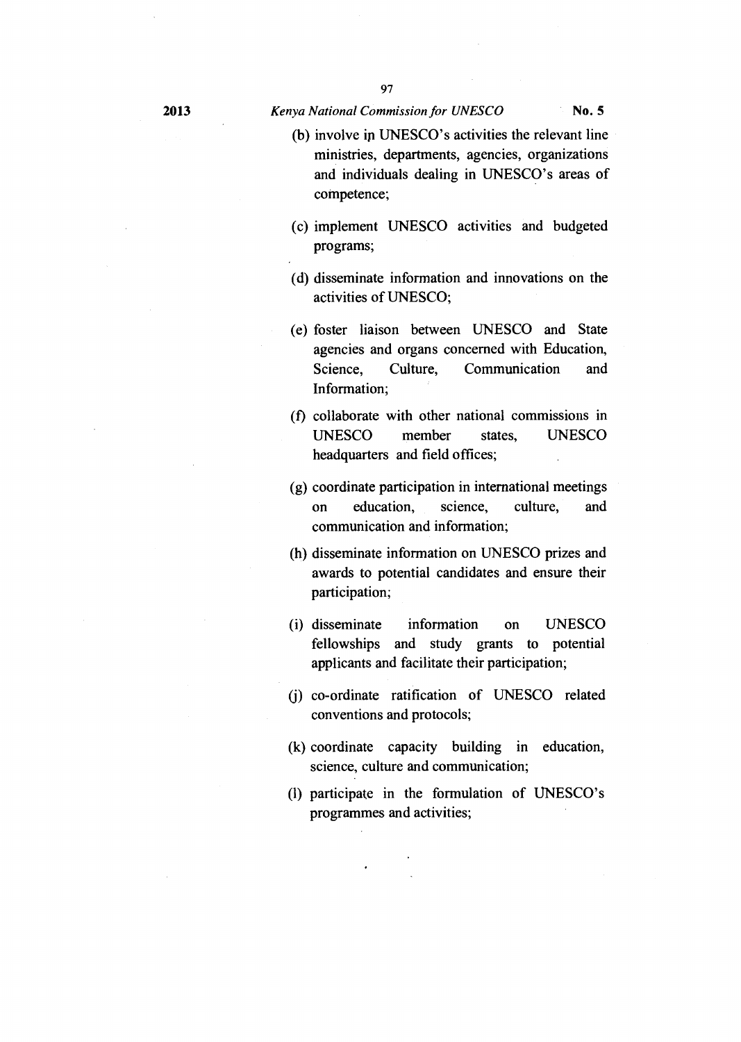(b) involve in UNESCO's activities the relevant line ministries, departments, agencies, organizations and individuals dealing in UNESCO's areas of competence;

(c) implement UNESCO activities and budgeted programs;

(d) disseminate information and innovations on the activities of UNESCO;

(e) foster liaison between UNESCO and State agencies and organs concerned with Education, Science, Culture, Communication and Information;

(f) collaborate with other national commissions in UNESCO member states, UNESCO headquarters and field offices;

(g) coordinate participation in international meetings on education, science, culture, and communication and information;

(h) disseminate information on UNESCO prizes and awards to potential candidates and ensure their participation;

(i) disseminate information on UNESCO fellowships and study grants to potential applicants and facilitate their participation;

(j) co-ordinate ratification of UNESCO related conventions and protocols;

(k) coordinate capacity building in education, science, culture and communication;

(l) participate in the formulation of UNESCO's programmes and activities;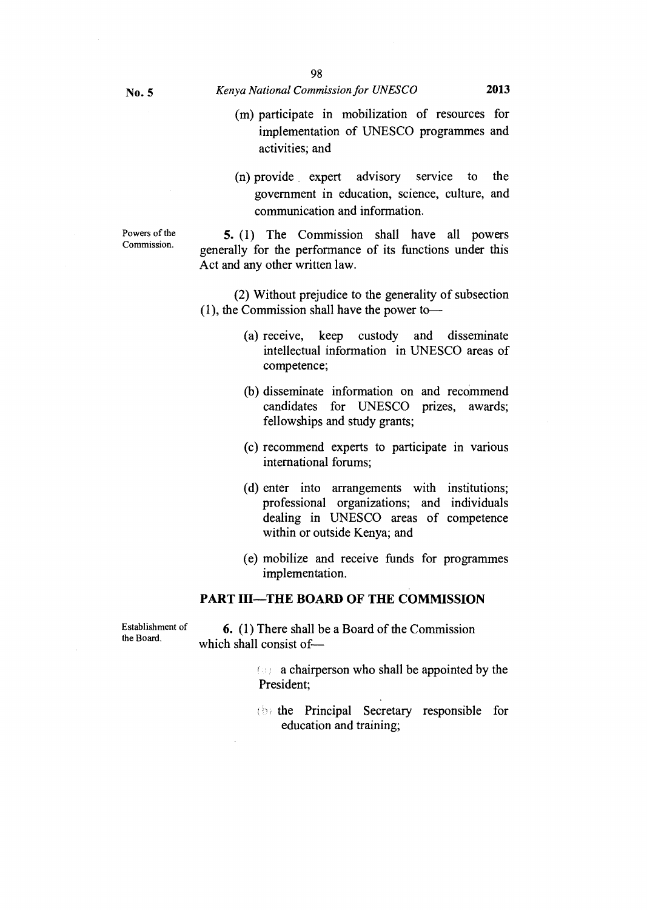(m) participate in mobilization of resources for implementation of UNESCO programmes and activities; and

(n) provide expert advisory service to the government in education, science, culture, and communication and information.

Powers of the Commission.

**5.** (1) The Commission shall have all powers generally for the performance of its functions under this Act and any other written law.

(2) Without prejudice to the generality of subsection (1), the Commission shall have the power to—

(a) receive, keep custody and disseminate intellectual information in UNESCO areas of competence;

(b) disseminate information on and recommend candidates for UNESCO prizes, awards; fellowships and study grants;

(c) recommend experts to participate in various international forums;

(d) enter into arrangements with institutions; professional organizations; and individuals dealing in UNESCO areas of competence within or outside Kenya; and

(e) mobilize and receive funds for programmes implementation.

## PART III—THE BOARD OF THE COMMISSION

Establishment of the Board.

**6.** (1) There shall be a Board of the Commission which shall consist of—

(a) a chairperson who shall be appointed by the President;

(b) the Principal Secretary responsible for education and training;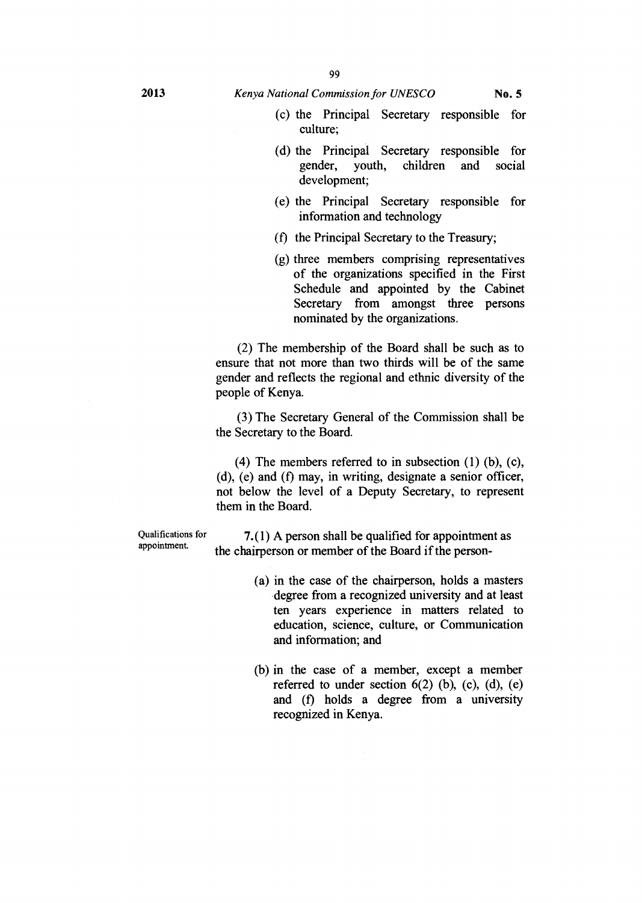(c) the Principal Secretary responsible for culture;

(d) the Principal Secretary responsible for gender, youth, children and social development;

(e) the Principal Secretary responsible for information and technology

(f) the Principal Secretary to the Treasury;

(g) three members comprising representatives of the organizations specified in the First Schedule and appointed by the Cabinet Secretary from amongst three persons nominated by the organizations.

(2) The membership of the Board shall be such as to ensure that not more than two thirds will be of the same gender and reflects the regional and ethnic diversity of the people of Kenya.

(3) The Secretary General of the Commission shall be the Secretary to the Board.

(4) The members referred to in subsection (1) (b), (c), (d), (e) and (f) may, in writing, designate a senior officer, not below the level of a Deputy Secretary, to represent them in the Board.

Qualifications for appointment.

**7.**(1) A person shall be qualified for appointment as the chairperson or member of the Board if the person-

(a) in the case of the chairperson, holds a masters degree from a recognized university and at least ten years experience in matters related to education, science, culture, or Communication and information; and

(b) in the case of a member, except a member referred to under section 6(2) (b), (c), (d), (e) and (f) holds a degree from a university recognized in Kenya.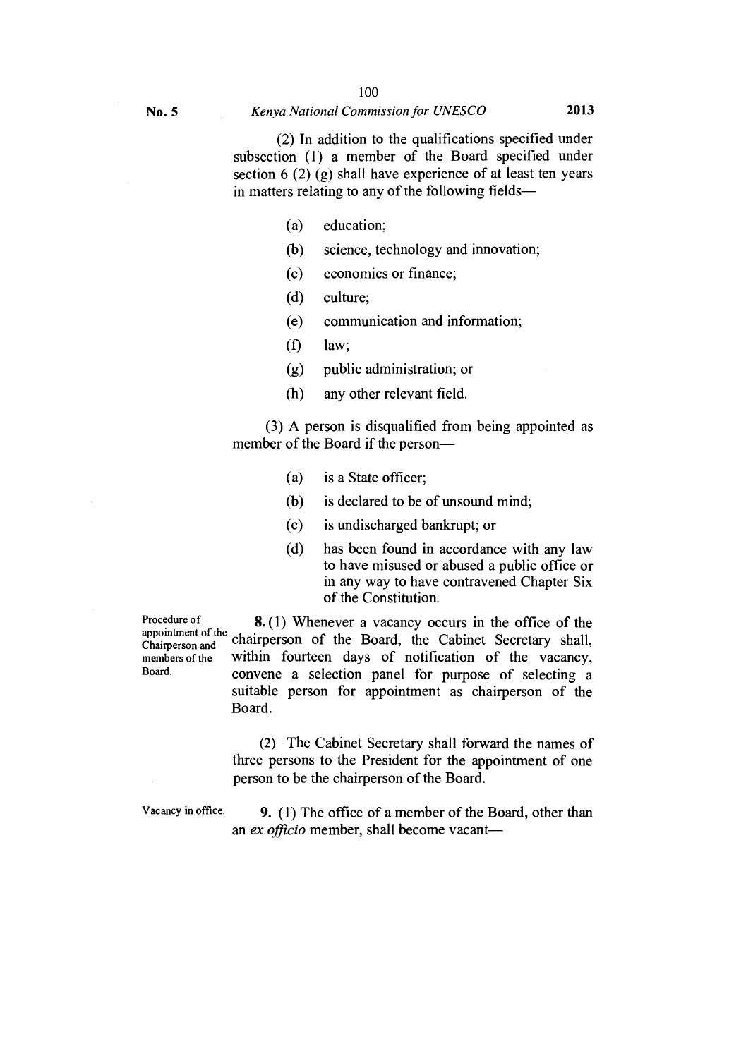(2) In addition to the qualifications specified under subsection (1) a member of the Board specified under section 6 (2) (g) shall have experience of at least ten years in matters relating to any of the following fields—

(a) education;

(b) science, technology and innovation;

(c) economics or finance;

(d) culture;

(e) communication and information;

(f) law;

(g) public administration; or

(h) any other relevant field.

(3) A person is disqualified from being appointed as member of the Board if the person—

(a) is a State officer;

(b) is declared to be of unsound mind;

(c) is undischarged bankrupt; or

(d) has been found in accordance with any law to have misused or abused a public office or in any way to have contravened Chapter Six of the Constitution.

Procedure of appointment of the Chairperson and members of the Board.

**8.** (1) Whenever a vacancy occurs in the office of the chairperson of the Board, the Cabinet Secretary shall, within fourteen days of notification of the vacancy, convene a selection panel for purpose of selecting a suitable person for appointment as chairperson of the Board.

(2) The Cabinet Secretary shall forward the names of three persons to the President for the appointment of one person to be the chairperson of the Board.

Vacancy in office.

**9.** (1) The office of a member of the Board, other than an *ex officio* member, shall become vacant—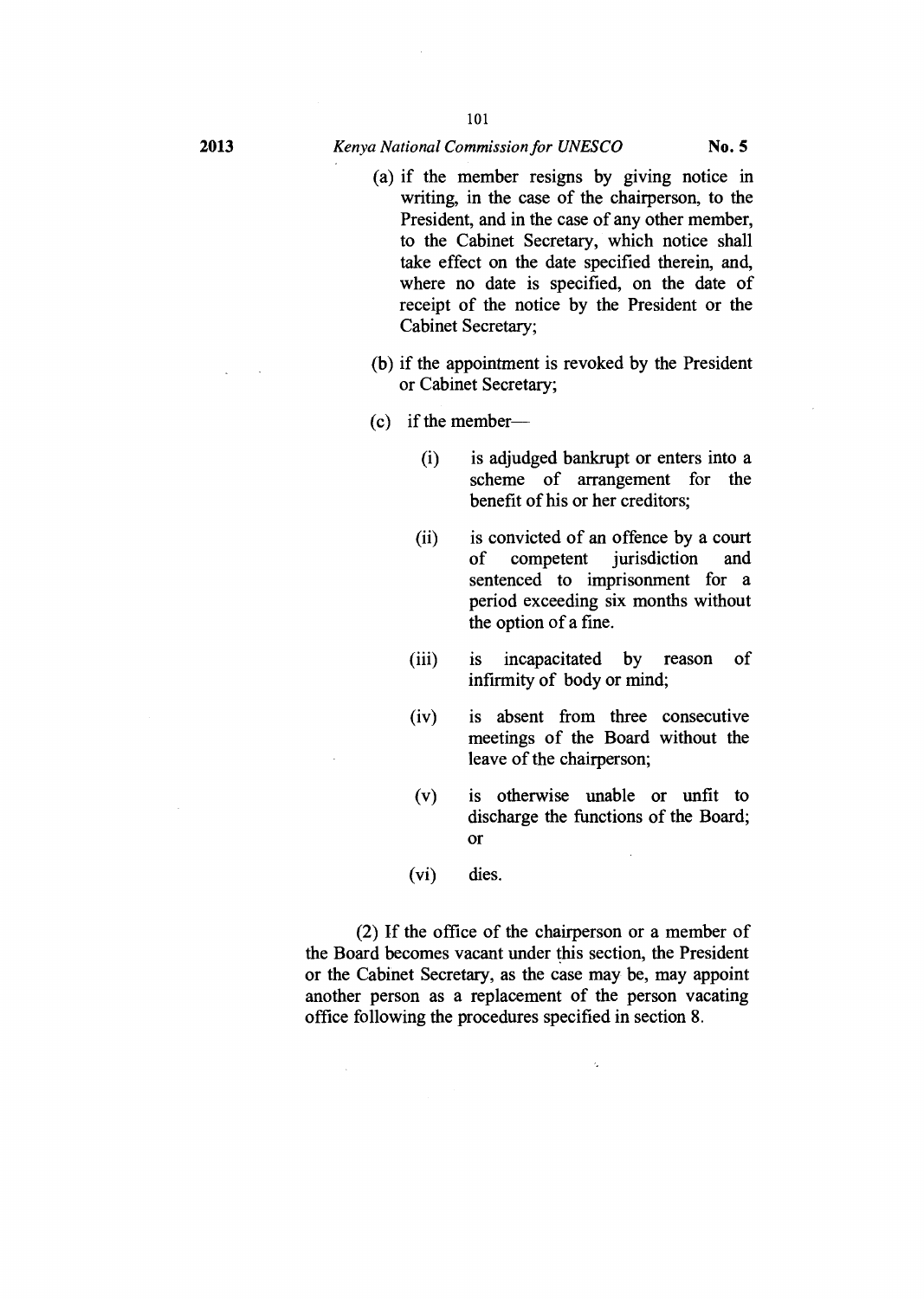(a) if the member resigns by giving notice in writing, in the case of the chairperson, to the President, and in the case of any other member, to the Cabinet Secretary, which notice shall take effect on the date specified therein, and, where no date is specified, on the date of receipt of the notice by the President or the Cabinet Secretary;

(b) if the appointment is revoked by the President or Cabinet Secretary;

(c) if the member—

  (i) is adjudged bankrupt or enters into a scheme of arrangement for the benefit of his or her creditors;

  (ii) is convicted of an offence by a court of competent jurisdiction and sentenced to imprisonment for a period exceeding six months without the option of a fine.

  (iii) is incapacitated by reason of infirmity of body or mind;

  (iv) is absent from three consecutive meetings of the Board without the leave of the chairperson;

  (v) is otherwise unable or unfit to discharge the functions of the Board; or

  (vi) dies.

(2) If the office of the chairperson or a member of the Board becomes vacant under this section, the President or the Cabinet Secretary, as the case may be, may appoint another person as a replacement of the person vacating office following the procedures specified in section 8.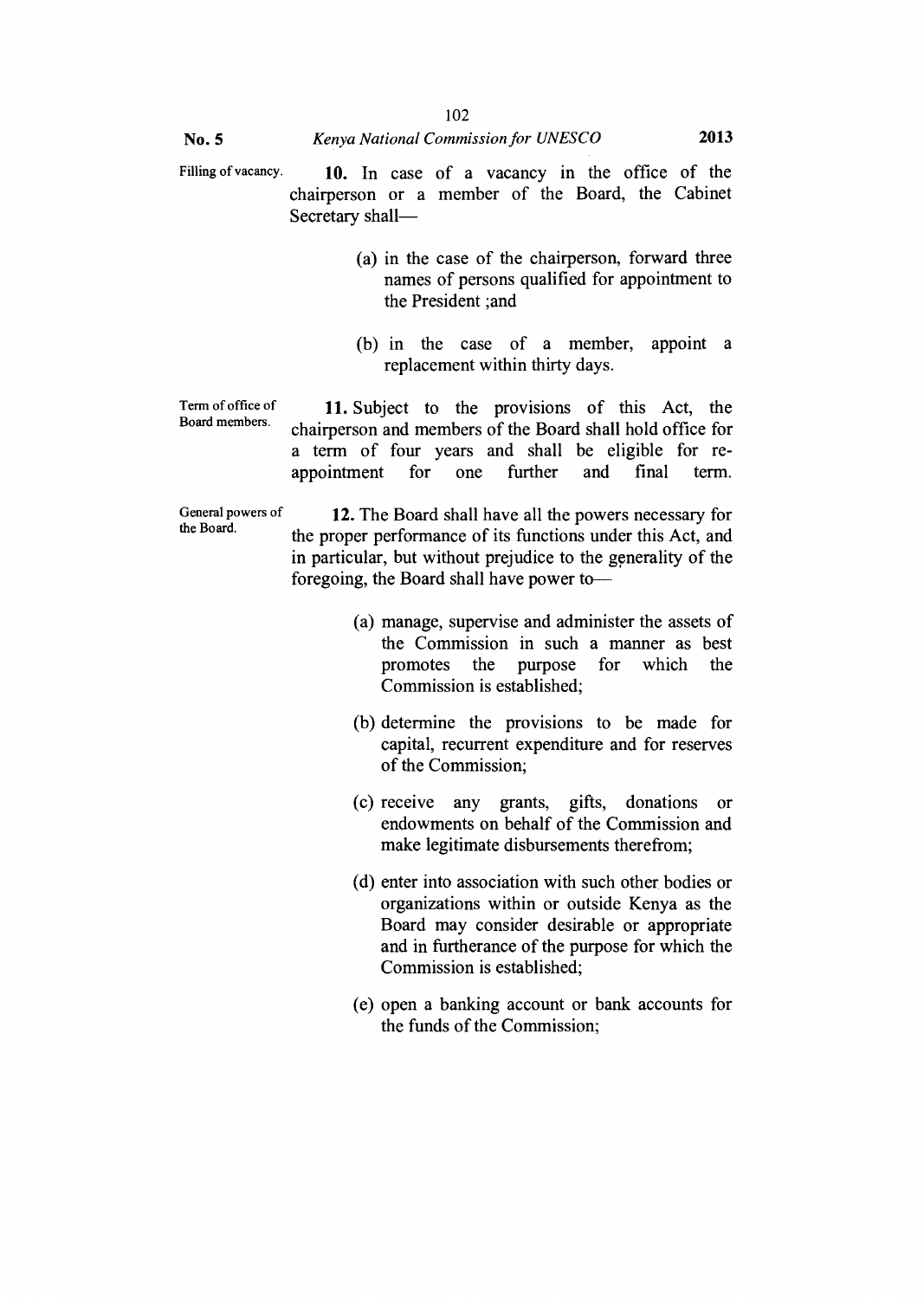Filling of vacancy.

**10.** In case of a vacancy in the office of the chairperson or a member of the Board, the Cabinet Secretary shall—

(a) in the case of the chairperson, forward three names of persons qualified for appointment to the President ;and

(b) in the case of a member, appoint a replacement within thirty days.

Term of office of Board members.

**11.** Subject to the provisions of this Act, the chairperson and members of the Board shall hold office for a term of four years and shall be eligible for re-appointment for one further and final term.

General powers of the Board.

**12.** The Board shall have all the powers necessary for the proper performance of its functions under this Act, and in particular, but without prejudice to the generality of the foregoing, the Board shall have power to—

(a) manage, supervise and administer the assets of the Commission in such a manner as best promotes the purpose for which the Commission is established;

(b) determine the provisions to be made for capital, recurrent expenditure and for reserves of the Commission;

(c) receive any grants, gifts, donations or endowments on behalf of the Commission and make legitimate disbursements therefrom;

(d) enter into association with such other bodies or organizations within or outside Kenya as the Board may consider desirable or appropriate and in furtherance of the purpose for which the Commission is established;

(e) open a banking account or bank accounts for the funds of the Commission;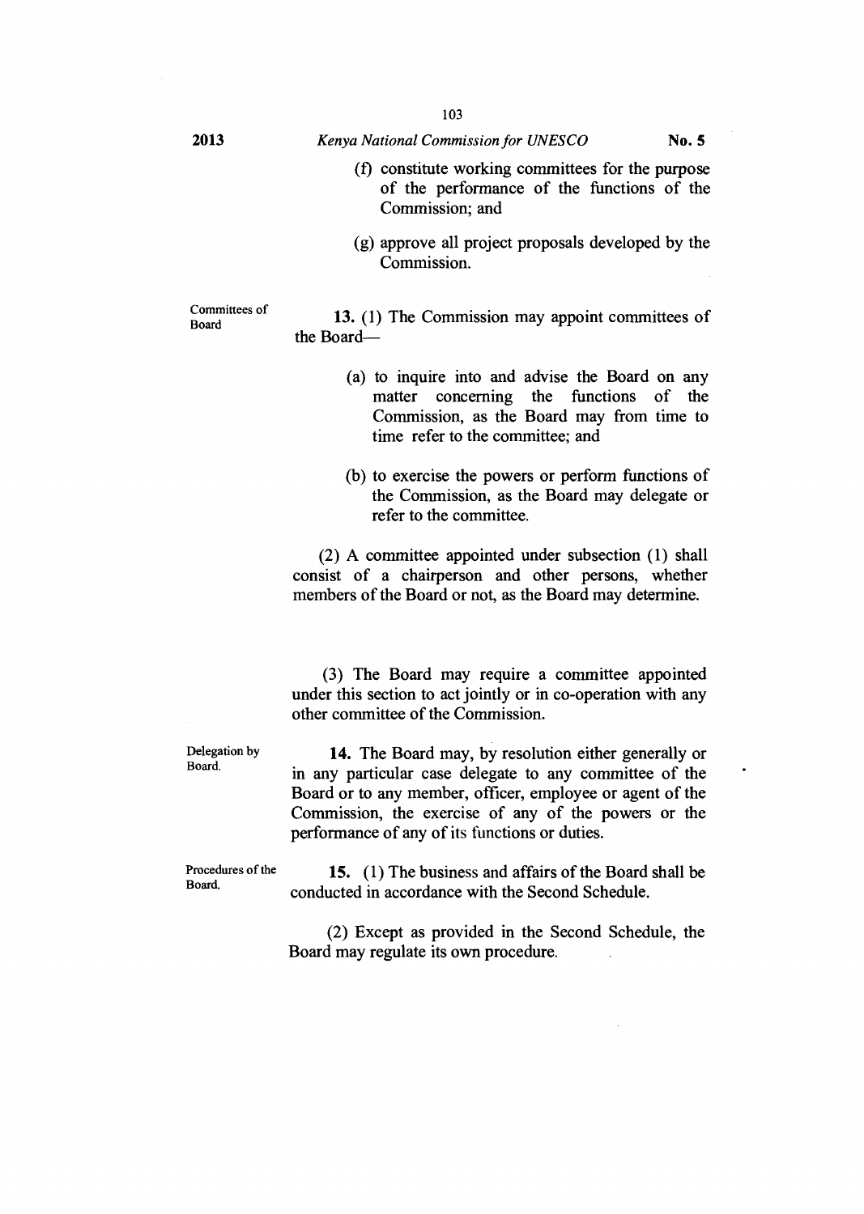(f) constitute working committees for the purpose of the performance of the functions of the Commission; and

(g) approve all project proposals developed by the Commission.

Committees of Board

**13.** (1) The Commission may appoint committees of the Board—

(a) to inquire into and advise the Board on any matter concerning the functions of the Commission, as the Board may from time to time refer to the committee; and

(b) to exercise the powers or perform functions of the Commission, as the Board may delegate or refer to the committee.

(2) A committee appointed under subsection (1) shall consist of a chairperson and other persons, whether members of the Board or not, as the Board may determine.

(3) The Board may require a committee appointed under this section to act jointly or in co-operation with any other committee of the Commission.

Delegation by Board.

**14.** The Board may, by resolution either generally or in any particular case delegate to any committee of the Board or to any member, officer, employee or agent of the Commission, the exercise of any of the powers or the performance of any of its functions or duties.

Procedures of the Board.

**15.** (1) The business and affairs of the Board shall be conducted in accordance with the Second Schedule.

(2) Except as provided in the Second Schedule, the Board may regulate its own procedure.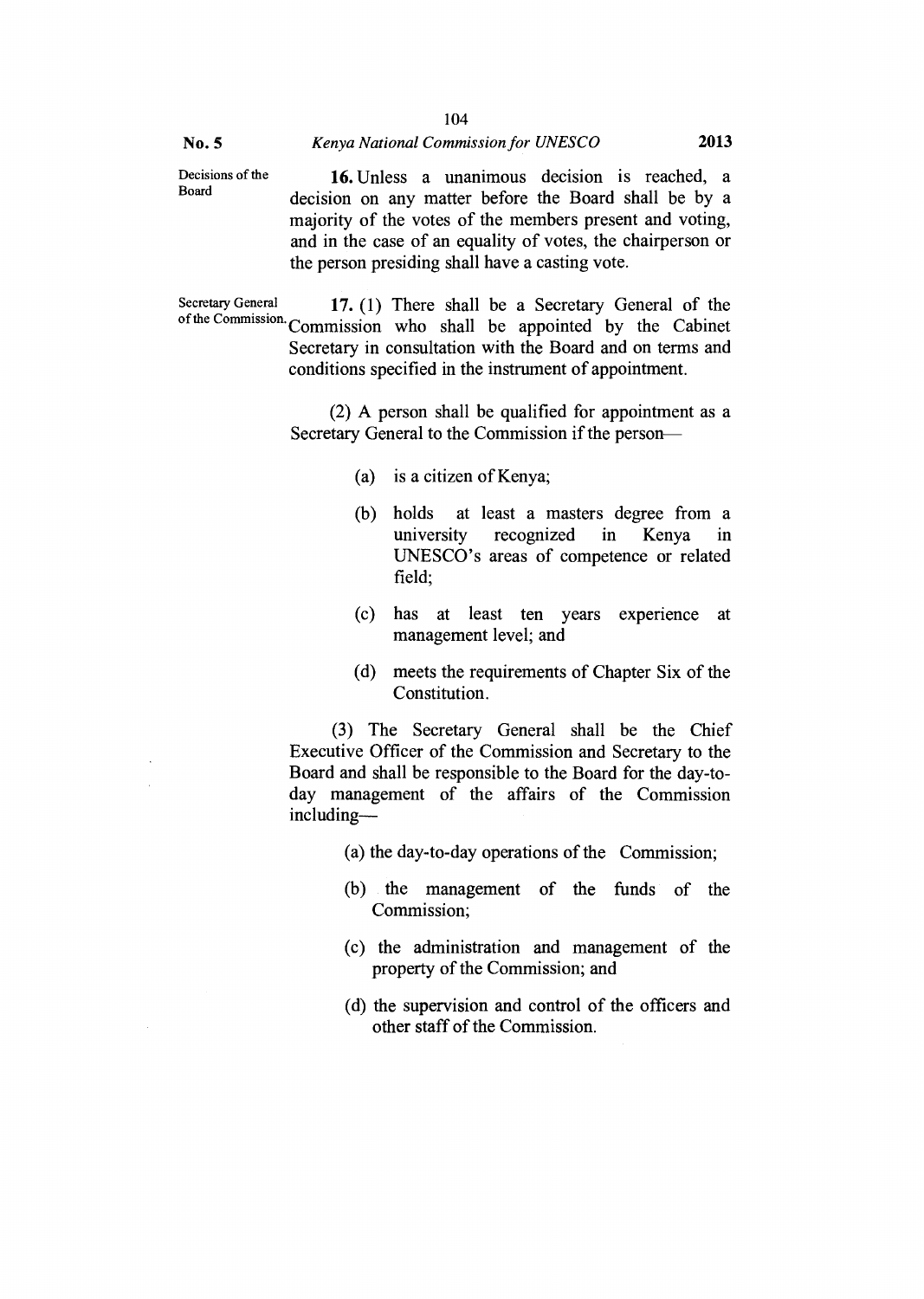Decisions of the Board

**16.** Unless a unanimous decision is reached, a decision on any matter before the Board shall be by a majority of the votes of the members present and voting, and in the case of an equality of votes, the chairperson or the person presiding shall have a casting vote.

Secretary General of the Commission.

**17.** (1) There shall be a Secretary General of the Commission who shall be appointed by the Cabinet Secretary in consultation with the Board and on terms and conditions specified in the instrument of appointment.

(2) A person shall be qualified for appointment as a Secretary General to the Commission if the person—

(a) is a citizen of Kenya;

(b) holds at least a masters degree from a university recognized in Kenya in UNESCO's areas of competence or related field;

(c) has at least ten years experience at management level; and

(d) meets the requirements of Chapter Six of the Constitution.

(3) The Secretary General shall be the Chief Executive Officer of the Commission and Secretary to the Board and shall be responsible to the Board for the day-to-day management of the affairs of the Commission including—

(a) the day-to-day operations of the Commission;

(b) the management of the funds of the Commission;

(c) the administration and management of the property of the Commission; and

(d) the supervision and control of the officers and other staff of the Commission.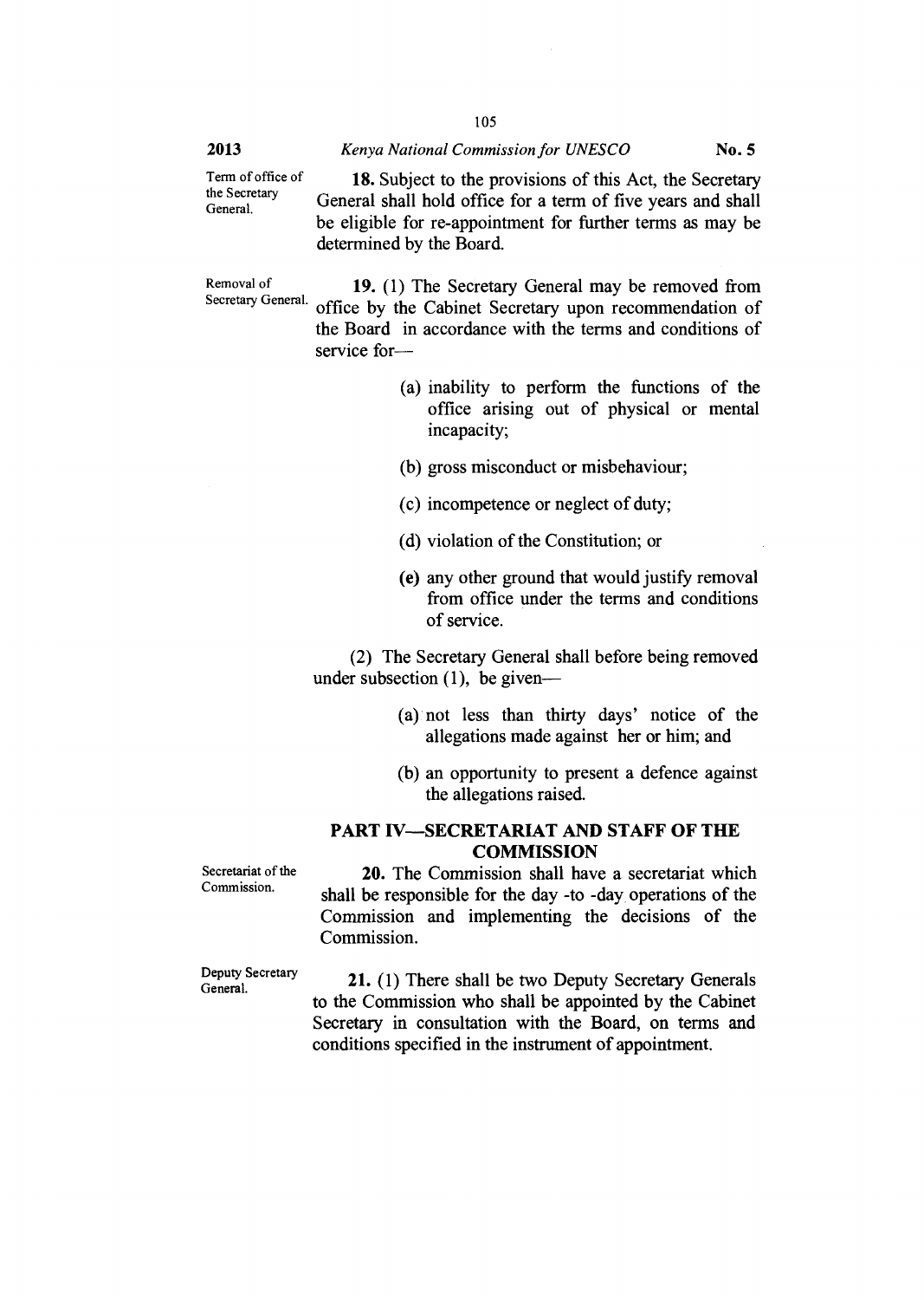Term of office of the Secretary General.

**18.** Subject to the provisions of this Act, the Secretary General shall hold office for a term of five years and shall be eligible for re-appointment for further terms as may be determined by the Board.

Removal of Secretary General.

**19.** (1) The Secretary General may be removed from office by the Cabinet Secretary upon recommendation of the Board in accordance with the terms and conditions of service for—

(a) inability to perform the functions of the office arising out of physical or mental incapacity;

(b) gross misconduct or misbehaviour;

(c) incompetence or neglect of duty;

(d) violation of the Constitution; or

(e) any other ground that would justify removal from office under the terms and conditions of service.

(2) The Secretary General shall before being removed under subsection (1), be given—

(a) not less than thirty days' notice of the allegations made against her or him; and

(b) an opportunity to present a defence against the allegations raised.

## PART IV—SECRETARIAT AND STAFF OF THE COMMISSION

Secretariat of the Commission.

**20.** The Commission shall have a secretariat which shall be responsible for the day -to -day operations of the Commission and implementing the decisions of the Commission.

Deputy Secretary General.

**21.** (1) There shall be two Deputy Secretary Generals to the Commission who shall be appointed by the Cabinet Secretary in consultation with the Board, on terms and conditions specified in the instrument of appointment.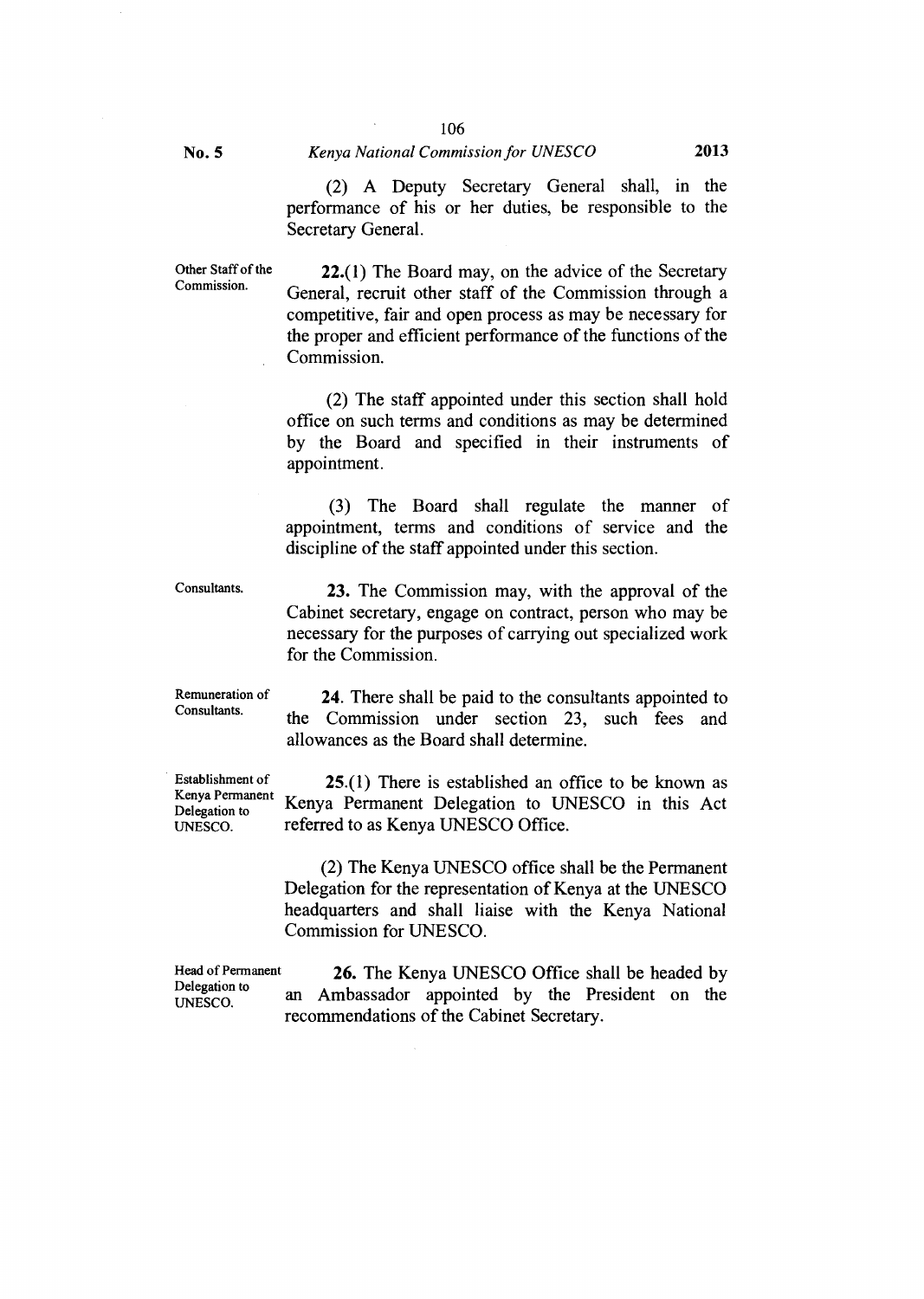(2) A Deputy Secretary General shall, in the performance of his or her duties, be responsible to the Secretary General.

**Other Staff of the Commission.**

**22.**(1) The Board may, on the advice of the Secretary General, recruit other staff of the Commission through a competitive, fair and open process as may be necessary for the proper and efficient performance of the functions of the Commission.

(2) The staff appointed under this section shall hold office on such terms and conditions as may be determined by the Board and specified in their instruments of appointment.

(3) The Board shall regulate the manner of appointment, terms and conditions of service and the discipline of the staff appointed under this section.

**Consultants.**

**23.** The Commission may, with the approval of the Cabinet secretary, engage on contract, person who may be necessary for the purposes of carrying out specialized work for the Commission.

**Remuneration of Consultants.**

**24**. There shall be paid to the consultants appointed to the Commission under section 23, such fees and allowances as the Board shall determine.

**Establishment of Kenya Permanent Delegation to UNESCO.**

**25.**(1) There is established an office to be known as Kenya Permanent Delegation to UNESCO in this Act referred to as Kenya UNESCO Office.

(2) The Kenya UNESCO office shall be the Permanent Delegation for the representation of Kenya at the UNESCO headquarters and shall liaise with the Kenya National Commission for UNESCO.

**Head of Permanent Delegation to UNESCO.**

**26.** The Kenya UNESCO Office shall be headed by an Ambassador appointed by the President on the recommendations of the Cabinet Secretary.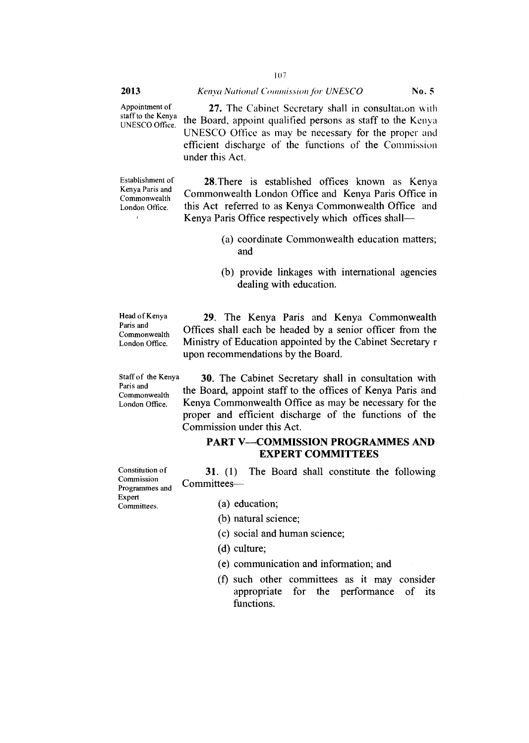Appointment of staff to the Kenya UNESCO Office.

**27.** The Cabinet Secretary shall in consultation with the Board, appoint qualified persons as staff to the Kenya UNESCO Office as may be necessary for the proper and efficient discharge of the functions of the Commission under this Act.

Establishment of Kenya Paris and Commonwealth London Office.

**28.** There is established offices known as Kenya Commonwealth London Office and Kenya Paris Office in this Act referred to as Kenya Commonwealth Office and Kenya Paris Office respectively which offices shall—

(a) coordinate Commonwealth education matters; and

(b) provide linkages with international agencies dealing with education.

Head of Kenya Paris and Commonwealth London Office.

**29.** The Kenya Paris and Kenya Commonwealth Offices shall each be headed by a senior officer from the Ministry of Education appointed by the Cabinet Secretary r upon recommendations by the Board.

Staff of the Kenya Paris and Commonwealth London Office.

**30.** The Cabinet Secretary shall in consultation with the Board, appoint staff to the offices of Kenya Paris and Kenya Commonwealth Office as may be necessary for the proper and efficient discharge of the functions of the Commission under this Act.

## PART V—COMMISSION PROGRAMMES AND EXPERT COMMITTEES

Constitution of Commission Programmes and Expert Committees.

**31.** (1) The Board shall constitute the following Committees—

(a) education;

(b) natural science;

(c) social and human science;

(d) culture;

(e) communication and information; and

(f) such other committees as it may consider appropriate for the performance of its functions.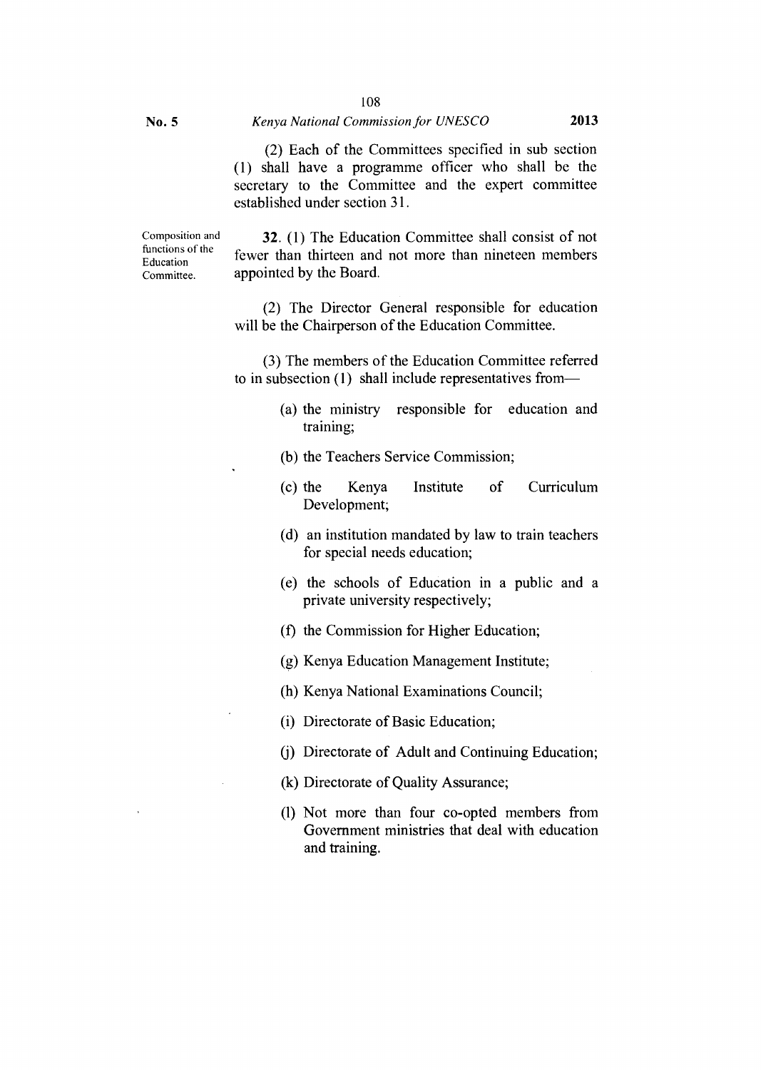(2) Each of the Committees specified in sub section (1) shall have a programme officer who shall be the secretary to the Committee and the expert committee established under section 31.

*Composition and functions of the Education Committee.*

**32.** (1) The Education Committee shall consist of not fewer than thirteen and not more than nineteen members appointed by the Board.

(2) The Director General responsible for education will be the Chairperson of the Education Committee.

(3) The members of the Education Committee referred to in subsection (1) shall include representatives from—

(a) the ministry responsible for education and training;

(b) the Teachers Service Commission;

(c) the Kenya Institute of Curriculum Development;

(d) an institution mandated by law to train teachers for special needs education;

(e) the schools of Education in a public and a private university respectively;

(f) the Commission for Higher Education;

(g) Kenya Education Management Institute;

(h) Kenya National Examinations Council;

(i) Directorate of Basic Education;

(j) Directorate of Adult and Continuing Education;

(k) Directorate of Quality Assurance;

(l) Not more than four co-opted members from Government ministries that deal with education and training.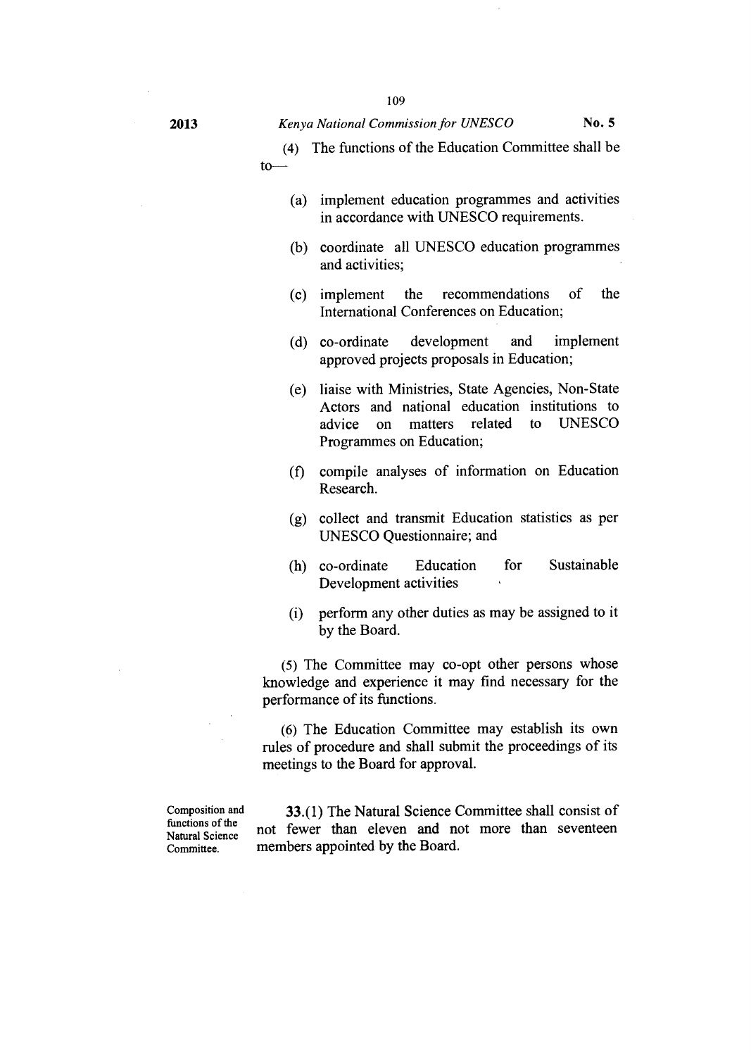(4) The functions of the Education Committee shall be to—

(a) implement education programmes and activities in accordance with UNESCO requirements.

(b) coordinate all UNESCO education programmes and activities;

(c) implement the recommendations of the International Conferences on Education;

(d) co-ordinate development and implement approved projects proposals in Education;

(e) liaise with Ministries, State Agencies, Non-State Actors and national education institutions to advice on matters related to UNESCO Programmes on Education;

(f) compile analyses of information on Education Research.

(g) collect and transmit Education statistics as per UNESCO Questionnaire; and

(h) co-ordinate Education for Sustainable Development activities

(i) perform any other duties as may be assigned to it by the Board.

(5) The Committee may co-opt other persons whose knowledge and experience it may find necessary for the performance of its functions.

(6) The Education Committee may establish its own rules of procedure and shall submit the proceedings of its meetings to the Board for approval.

Composition and functions of the Natural Science Committee.

**33.**(1) The Natural Science Committee shall consist of not fewer than eleven and not more than seventeen members appointed by the Board.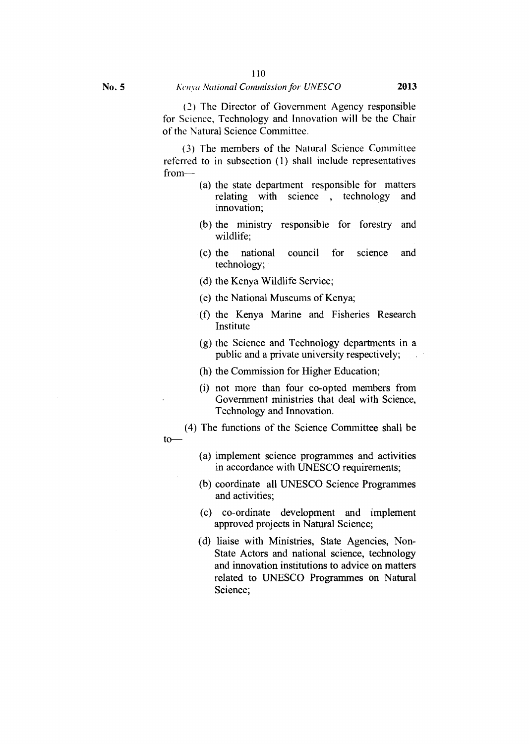(2) The Director of Government Agency responsible for Science, Technology and Innovation will be the Chair of the Natural Science Committee.

(3) The members of the Natural Science Committee referred to in subsection (1) shall include representatives from—

(a) the state department responsible for matters relating with science , technology and innovation;

(b) the ministry responsible for forestry and wildlife;

(c) the national council for science and technology;

(d) the Kenya Wildlife Service;

(e) the National Museums of Kenya;

(f) the Kenya Marine and Fisheries Research Institute

(g) the Science and Technology departments in a public and a private university respectively;

(h) the Commission for Higher Education;

(i) not more than four co-opted members from Government ministries that deal with Science, Technology and Innovation.

(4) The functions of the Science Committee shall be to—

(a) implement science programmes and activities in accordance with UNESCO requirements;

(b) coordinate all UNESCO Science Programmes and activities;

(c) co-ordinate development and implement approved projects in Natural Science;

(d) liaise with Ministries, State Agencies, Non-State Actors and national science, technology and innovation institutions to advice on matters related to UNESCO Programmes on Natural Science;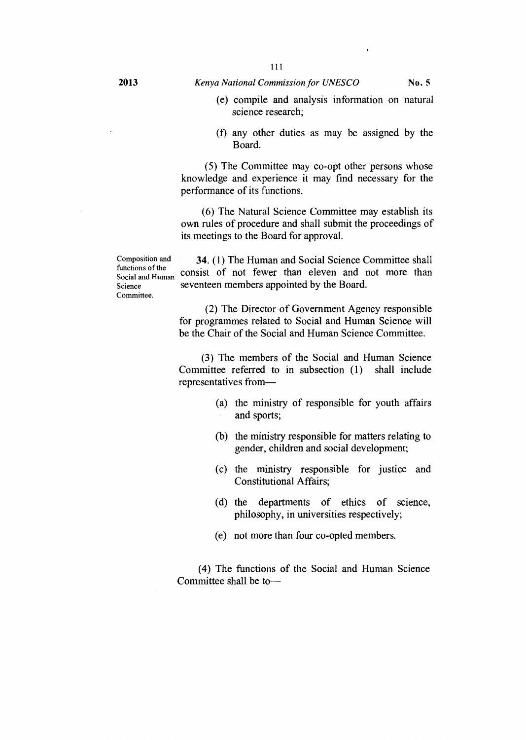(e) compile and analysis information on natural science research;

(f) any other duties as may be assigned by the Board.

(5) The Committee may co-opt other persons whose knowledge and experience it may find necessary for the performance of its functions.

(6) The Natural Science Committee may establish its own rules of procedure and shall submit the proceedings of its meetings to the Board for approval.

*Composition and functions of the Social and Human Science Committee.*

**34.** (1) The Human and Social Science Committee shall consist of not fewer than eleven and not more than seventeen members appointed by the Board.

(2) The Director of Government Agency responsible for programmes related to Social and Human Science will be the Chair of the Social and Human Science Committee.

(3) The members of the Social and Human Science Committee referred to in subsection (1) shall include representatives from—

(a) the ministry of responsible for youth affairs and sports;

(b) the ministry responsible for matters relating to gender, children and social development;

(c) the ministry responsible for justice and Constitutional Affairs;

(d) the departments of ethics of science, philosophy, in universities respectively;

(e) not more than four co-opted members.

(4) The functions of the Social and Human Science Committee shall be to—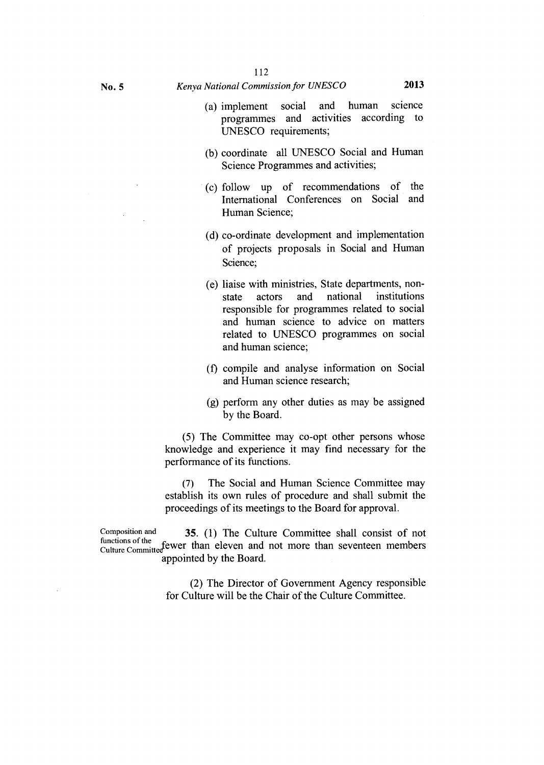(a) implement social and human science programmes and activities according to UNESCO requirements;

(b) coordinate all UNESCO Social and Human Science Programmes and activities;

(c) follow up of recommendations of the International Conferences on Social and Human Science;

(d) co-ordinate development and implementation of projects proposals in Social and Human Science;

(e) liaise with ministries, State departments, non-state actors and national institutions responsible for programmes related to social and human science to advice on matters related to UNESCO programmes on social and human science;

(f) compile and analyse information on Social and Human science research;

(g) perform any other duties as may be assigned by the Board.

(5) The Committee may co-opt other persons whose knowledge and experience it may find necessary for the performance of its functions.

(7) The Social and Human Science Committee may establish its own rules of procedure and shall submit the proceedings of its meetings to the Board for approval.

Composition and functions of the Culture Committee

**35.** (1) The Culture Committee shall consist of not fewer than eleven and not more than seventeen members appointed by the Board.

(2) The Director of Government Agency responsible for Culture will be the Chair of the Culture Committee.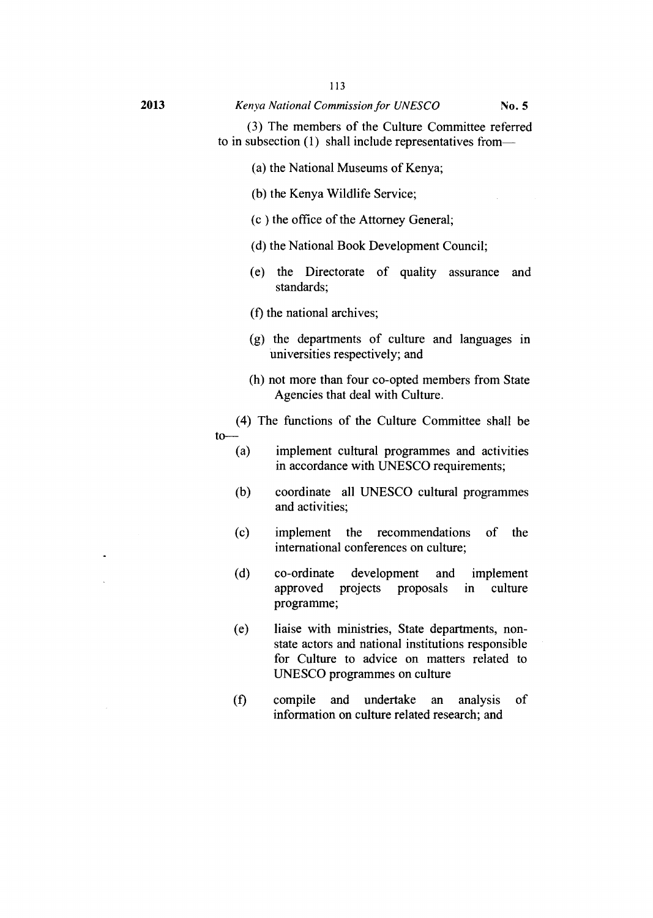(3) The members of the Culture Committee referred to in subsection (1) shall include representatives from—

(a) the National Museums of Kenya;

(b) the Kenya Wildlife Service;

(c ) the office of the Attorney General;

(d) the National Book Development Council;

(e) the Directorate of quality assurance and standards;

(f) the national archives;

(g) the departments of culture and languages in universities respectively; and

(h) not more than four co-opted members from State Agencies that deal with Culture.

(4) The functions of the Culture Committee shall be to—

(a) implement cultural programmes and activities in accordance with UNESCO requirements;

(b) coordinate all UNESCO cultural programmes and activities;

(c) implement the recommendations of the international conferences on culture;

(d) co-ordinate development and implement approved projects proposals in culture programme;

(e) liaise with ministries, State departments, non-state actors and national institutions responsible for Culture to advice on matters related to UNESCO programmes on culture

(f) compile and undertake an analysis of information on culture related research; and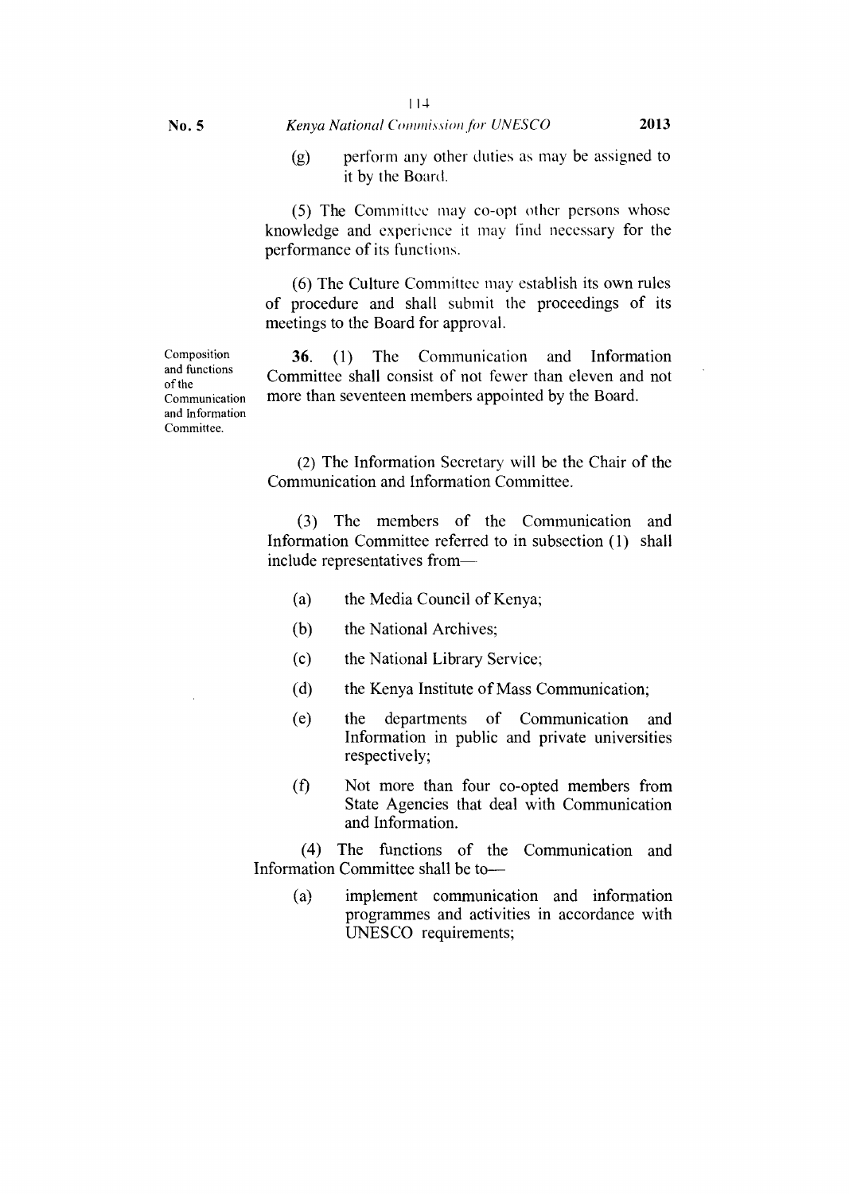(g) perform any other duties as may be assigned to it by the Board.

(5) The Committee may co-opt other persons whose knowledge and experience it may find necessary for the performance of its functions.

(6) The Culture Committee may establish its own rules of procedure and shall submit the proceedings of its meetings to the Board for approval.

Composition and functions of the Communication and Information Committee.

**36.** (1) The Communication and Information Committee shall consist of not fewer than eleven and not more than seventeen members appointed by the Board.

(2) The Information Secretary will be the Chair of the Communication and Information Committee.

(3) The members of the Communication and Information Committee referred to in subsection (1) shall include representatives from—

(a) the Media Council of Kenya;

(b) the National Archives;

(c) the National Library Service;

(d) the Kenya Institute of Mass Communication;

(e) the departments of Communication and Information in public and private universities respectively;

(f) Not more than four co-opted members from State Agencies that deal with Communication and Information.

(4) The functions of the Communication and Information Committee shall be to—

(a) implement communication and information programmes and activities in accordance with UNESCO requirements;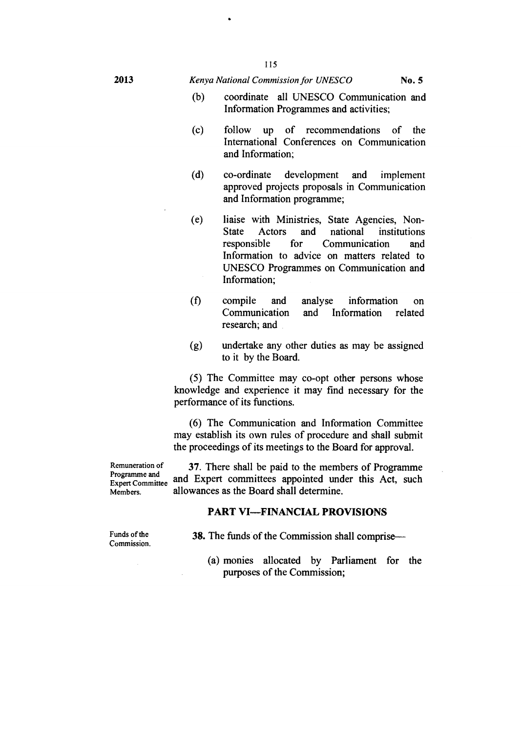(b) coordinate all UNESCO Communication and Information Programmes and activities;

(c) follow up of recommendations of the International Conferences on Communication and Information;

(d) co-ordinate development and implement approved projects proposals in Communication and Information programme;

(e) liaise with Ministries, State Agencies, Non-State Actors and national institutions responsible for Communication and Information to advice on matters related to UNESCO Programmes on Communication and Information;

(f) compile and analyse information on Communication and Information related research; and

(g) undertake any other duties as may be assigned to it by the Board.

(5) The Committee may co-opt other persons whose knowledge and experience it may find necessary for the performance of its functions.

(6) The Communication and Information Committee may establish its own rules of procedure and shall submit the proceedings of its meetings to the Board for approval.

*Remuneration of Programme and Expert Committee Members.*

**37.** There shall be paid to the members of Programme and Expert committees appointed under this Act, such allowances as the Board shall determine.

## PART VI—FINANCIAL PROVISIONS

*Funds of the Commission.*

**38.** The funds of the Commission shall comprise—

(a) monies allocated by Parliament for the purposes of the Commission;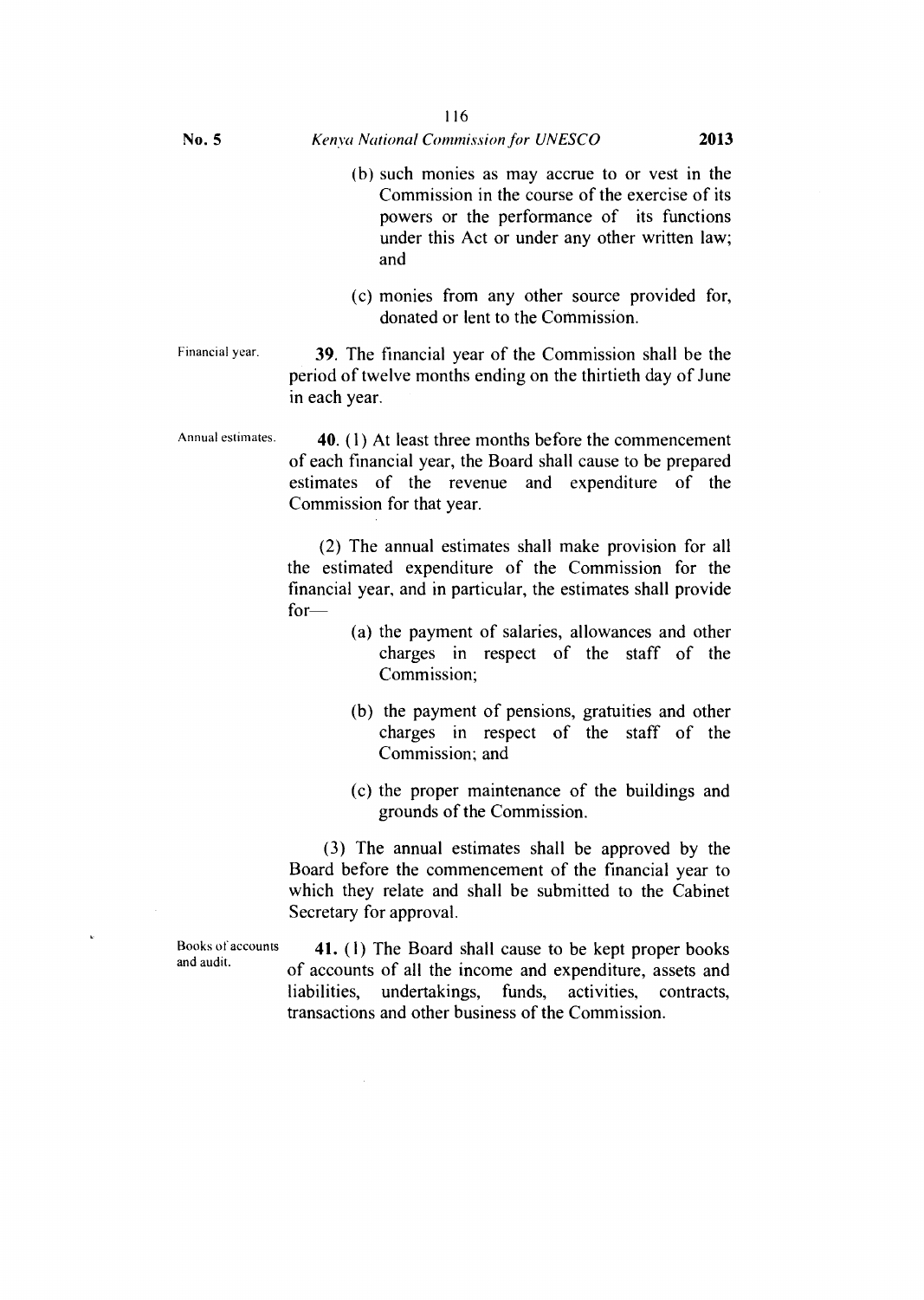(b) such monies as may accrue to or vest in the Commission in the course of the exercise of its powers or the performance of its functions under this Act or under any other written law; and

(c) monies from any other source provided for, donated or lent to the Commission.

Financial year.

**39.** The financial year of the Commission shall be the period of twelve months ending on the thirtieth day of June in each year.

Annual estimates.

**40.** (1) At least three months before the commencement of each financial year, the Board shall cause to be prepared estimates of the revenue and expenditure of the Commission for that year.

(2) The annual estimates shall make provision for all the estimated expenditure of the Commission for the financial year, and in particular, the estimates shall provide for—

(a) the payment of salaries, allowances and other charges in respect of the staff of the Commission;

(b) the payment of pensions, gratuities and other charges in respect of the staff of the Commission; and

(c) the proper maintenance of the buildings and grounds of the Commission.

(3) The annual estimates shall be approved by the Board before the commencement of the financial year to which they relate and shall be submitted to the Cabinet Secretary for approval.

Books of accounts and audit.

**41.** (1) The Board shall cause to be kept proper books of accounts of all the income and expenditure, assets and liabilities, undertakings, funds, activities, contracts, transactions and other business of the Commission.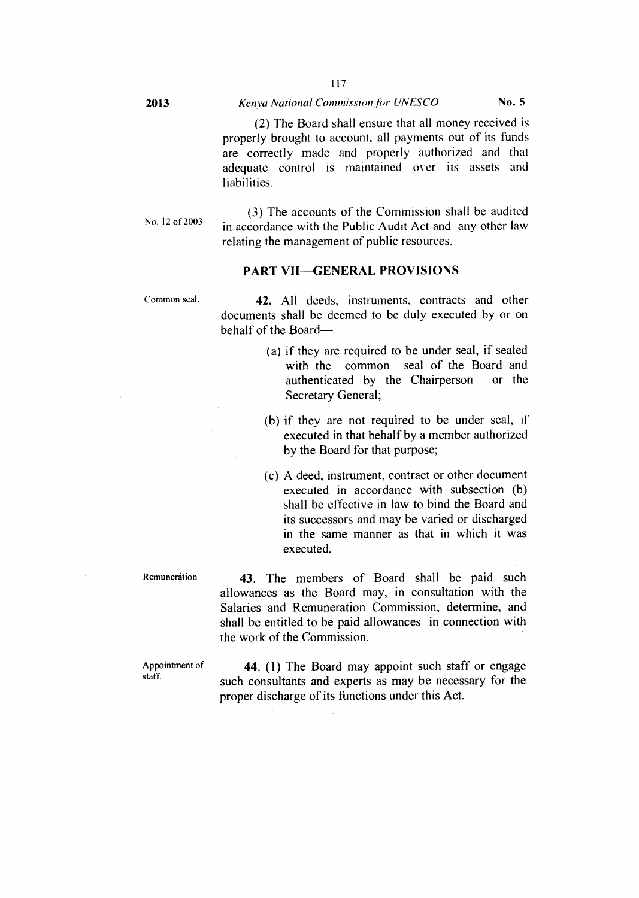(2) The Board shall ensure that all money received is properly brought to account, all payments out of its funds are correctly made and properly authorized and that adequate control is maintained over its assets and liabilities.

No. 12 of 2003

(3) The accounts of the Commission shall be audited in accordance with the Public Audit Act and any other law relating the management of public resources.

## PART VII—GENERAL PROVISIONS

Common seal.

**42.** All deeds, instruments, contracts and other documents shall be deemed to be duly executed by or on behalf of the Board—

(a) if they are required to be under seal, if sealed with the common seal of the Board and authenticated by the Chairperson or the Secretary General;

(b) if they are not required to be under seal, if executed in that behalf by a member authorized by the Board for that purpose;

(c) A deed, instrument, contract or other document executed in accordance with subsection (b) shall be effective in law to bind the Board and its successors and may be varied or discharged in the same manner as that in which it was executed.

Remuneration

**43**. The members of Board shall be paid such allowances as the Board may, in consultation with the Salaries and Remuneration Commission, determine, and shall be entitled to be paid allowances in connection with the work of the Commission.

Appointment of staff.

**44**. (1) The Board may appoint such staff or engage such consultants and experts as may be necessary for the proper discharge of its functions under this Act.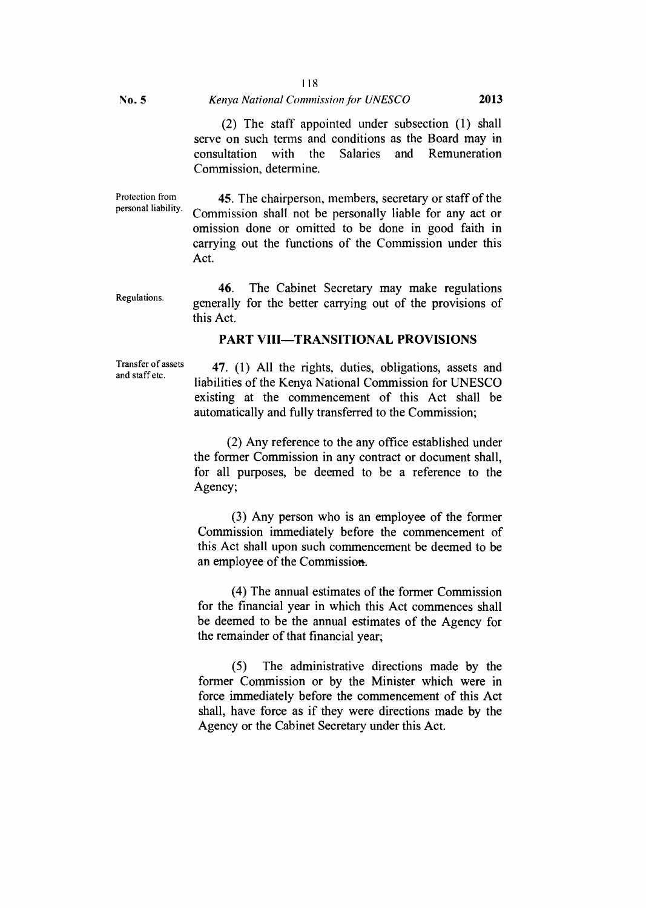(2) The staff appointed under subsection (1) shall serve on such terms and conditions as the Board may in consultation with the Salaries and Remuneration Commission, determine.

Protection from personal liability.

**45**. The chairperson, members, secretary or staff of the Commission shall not be personally liable for any act or omission done or omitted to be done in good faith in carrying out the functions of the Commission under this Act.

Regulations.

**46**. The Cabinet Secretary may make regulations generally for the better carrying out of the provisions of this Act.

## PART VIII—TRANSITIONAL PROVISIONS

Transfer of assets and staff etc.

**47**. (1) All the rights, duties, obligations, assets and liabilities of the Kenya National Commission for UNESCO existing at the commencement of this Act shall be automatically and fully transferred to the Commission;

(2) Any reference to the any office established under the former Commission in any contract or document shall, for all purposes, be deemed to be a reference to the Agency;

(3) Any person who is an employee of the former Commission immediately before the commencement of this Act shall upon such commencement be deemed to be an employee of the Commission.

(4) The annual estimates of the former Commission for the financial year in which this Act commences shall be deemed to be the annual estimates of the Agency for the remainder of that financial year;

(5) The administrative directions made by the former Commission or by the Minister which were in force immediately before the commencement of this Act shall, have force as if they were directions made by the Agency or the Cabinet Secretary under this Act.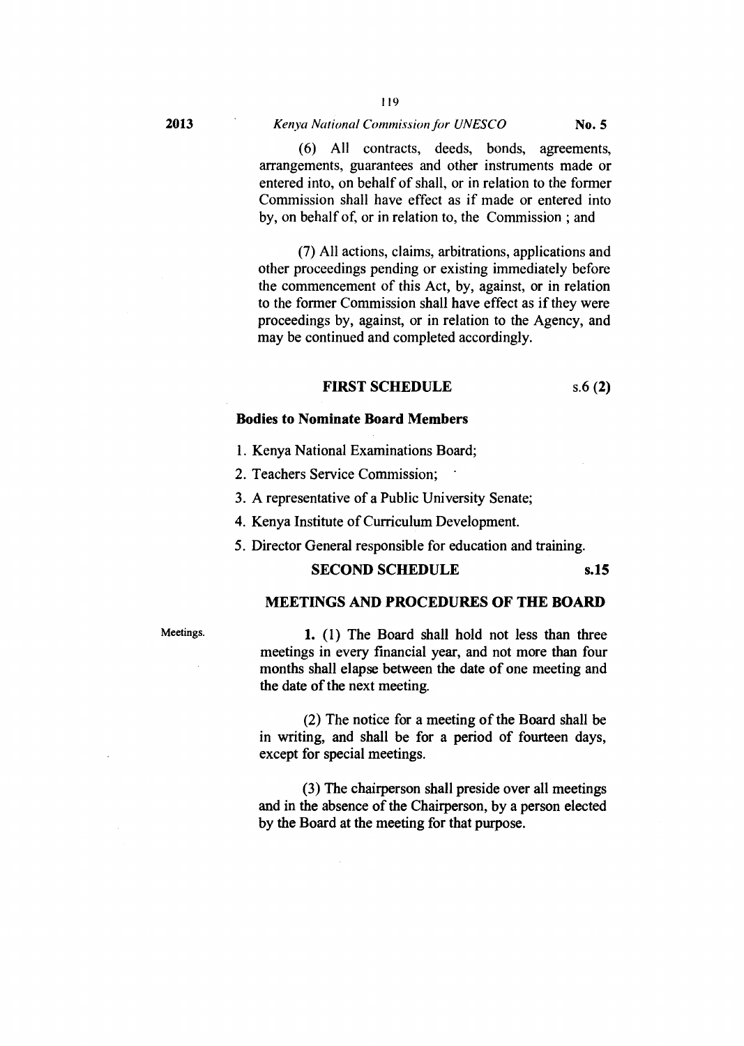(6) All contracts, deeds, bonds, agreements, arrangements, guarantees and other instruments made or entered into, on behalf of shall, or in relation to the former Commission shall have effect as if made or entered into by, on behalf of, or in relation to, the Commission ; and

(7) All actions, claims, arbitrations, applications and other proceedings pending or existing immediately before the commencement of this Act, by, against, or in relation to the former Commission shall have effect as if they were proceedings by, against, or in relation to the Agency, and may be continued and completed accordingly.

## FIRST SCHEDULE s.6 (2)

**Bodies to Nominate Board Members**

1. Kenya National Examinations Board;
2. Teachers Service Commission;
3. A representative of a Public University Senate;
4. Kenya Institute of Curriculum Development.
5. Director General responsible for education and training.

## SECOND SCHEDULE s.15

## MEETINGS AND PROCEDURES OF THE BOARD

Meetings.

**1.** (1) The Board shall hold not less than three meetings in every financial year, and not more than four months shall elapse between the date of one meeting and the date of the next meeting.

(2) The notice for a meeting of the Board shall be in writing, and shall be for a period of fourteen days, except for special meetings.

(3) The chairperson shall preside over all meetings and in the absence of the Chairperson, by a person elected by the Board at the meeting for that purpose.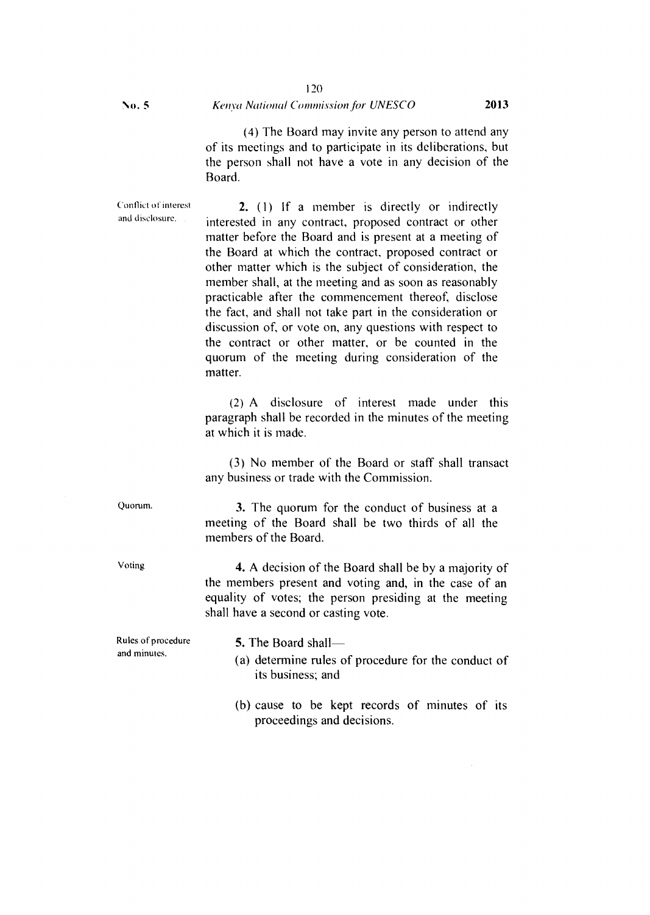(4) The Board may invite any person to attend any of its meetings and to participate in its deliberations, but the person shall not have a vote in any decision of the Board.

Conflict of interest and disclosure.

**2.** (1) If a member is directly or indirectly interested in any contract, proposed contract or other matter before the Board and is present at a meeting of the Board at which the contract, proposed contract or other matter which is the subject of consideration, the member shall, at the meeting and as soon as reasonably practicable after the commencement thereof, disclose the fact, and shall not take part in the consideration or discussion of, or vote on, any questions with respect to the contract or other matter, or be counted in the quorum of the meeting during consideration of the matter.

(2) A disclosure of interest made under this paragraph shall be recorded in the minutes of the meeting at which it is made.

(3) No member of the Board or staff shall transact any business or trade with the Commission.

Quorum.

**3.** The quorum for the conduct of business at a meeting of the Board shall be two thirds of all the members of the Board.

Voting

**4.** A decision of the Board shall be by a majority of the members present and voting and, in the case of an equality of votes; the person presiding at the meeting shall have a second or casting vote.

Rules of procedure and minutes.

**5.** The Board shall—

(a) determine rules of procedure for the conduct of its business; and

(b) cause to be kept records of minutes of its proceedings and decisions.